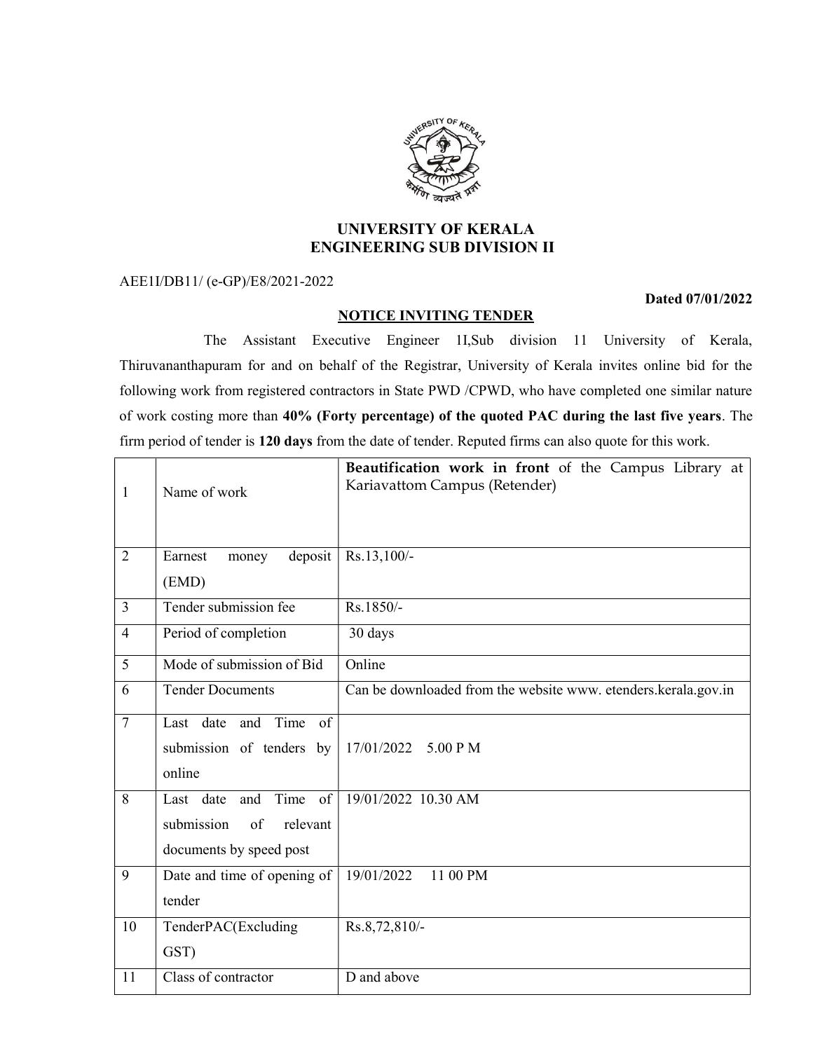# UNIVERSITY OF KERALA
## ENGINEERING SUB DIVISION II

AEE1I/DB11/ (e-GP)/E8/2021-2022

**Dated 07/01/2022**

**NOTICE INVITING TENDER**

The Assistant Executive Engineer 1I,Sub division 11 University of Kerala, Thiruvananthapuram for and on behalf of the Registrar, University of Kerala invites online bid for the following work from registered contractors in State PWD /CPWD, who have completed one similar nature of work costing more than **40% (Forty percentage) of the quoted PAC during the last five years**. The firm period of tender is **120 days** from the date of tender. Reputed firms can also quote for this work.

| | | |
|---|---|---|
| 1 | Name of work | **Beautification work in front** of the Campus Library at Kariavattom Campus (Retender) |
| 2 | Earnest money deposit (EMD) | Rs.13,100/- |
| 3 | Tender submission fee | Rs.1850/- |
| 4 | Period of completion | 30 days |
| 5 | Mode of submission of Bid | Online |
| 6 | Tender Documents | Can be downloaded from the website www. etenders.kerala.gov.in |
| 7 | Last date and Time of submission of tenders by online | 17/01/2022 5.00 P M |
| 8 | Last date and Time of submission of relevant documents by speed post | 19/01/2022 10.30 AM |
| 9 | Date and time of opening of tender | 19/01/2022 11 00 PM |
| 10 | TenderPAC(Excluding GST) | Rs.8,72,810/- |
| 11 | Class of contractor | D and above |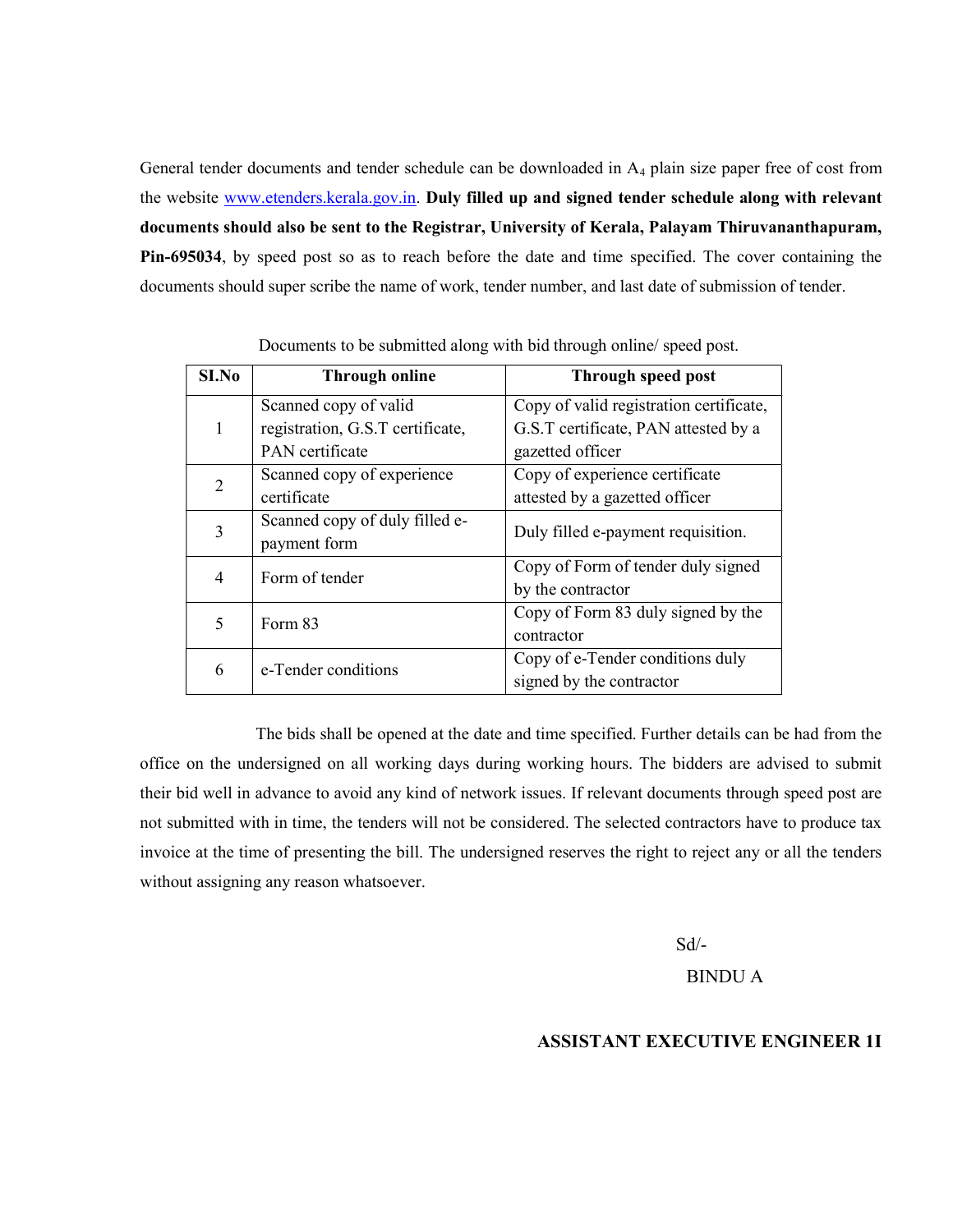General tender documents and tender schedule can be downloaded in $A_4$ plain size paper free of cost from the website [www.etenders.kerala.gov.in](http://www.etenders.kerala.gov.in). **Duly filled up and signed tender schedule along with relevant documents should also be sent to the Registrar, University of Kerala, Palayam Thiruvananthapuram, Pin-695034**, by speed post so as to reach before the date and time specified. The cover containing the documents should super scribe the name of work, tender number, and last date of submission of tender.

Documents to be submitted along with bid through online/ speed post.

| SI.No | Through online | Through speed post |
|---|---|---|
| 1 | Scanned copy of valid registration, G.S.T certificate, PAN certificate | Copy of valid registration certificate, G.S.T certificate, PAN attested by a gazetted officer |
| 2 | Scanned copy of experience certificate | Copy of experience certificate attested by a gazetted officer |
| 3 | Scanned copy of duly filled e-payment form | Duly filled e-payment requisition. |
| 4 | Form of tender | Copy of Form of tender duly signed by the contractor |
| 5 | Form 83 | Copy of Form 83 duly signed by the contractor |
| 6 | e-Tender conditions | Copy of e-Tender conditions duly signed by the contractor |

The bids shall be opened at the date and time specified. Further details can be had from the office on the undersigned on all working days during working hours. The bidders are advised to submit their bid well in advance to avoid any kind of network issues. If relevant documents through speed post are not submitted with in time, the tenders will not be considered. The selected contractors have to produce tax invoice at the time of presenting the bill. The undersigned reserves the right to reject any or all the tenders without assigning any reason whatsoever.

Sd/-

BINDU A

**ASSISTANT EXECUTIVE ENGINEER 1I**